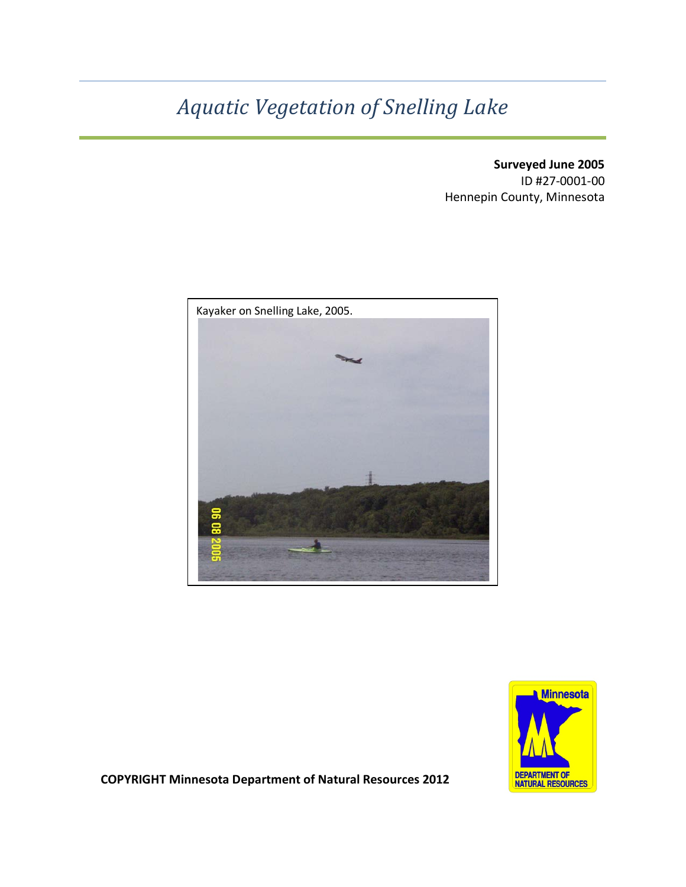# *Aquatic Vegetation of Snelling Lake*

**Surveyed June 2005**
ID #27-0001-00
Hennepin County, Minnesota

Kayaker on Snelling Lake, 2005.

**COPYRIGHT Minnesota Department of Natural Resources 2012**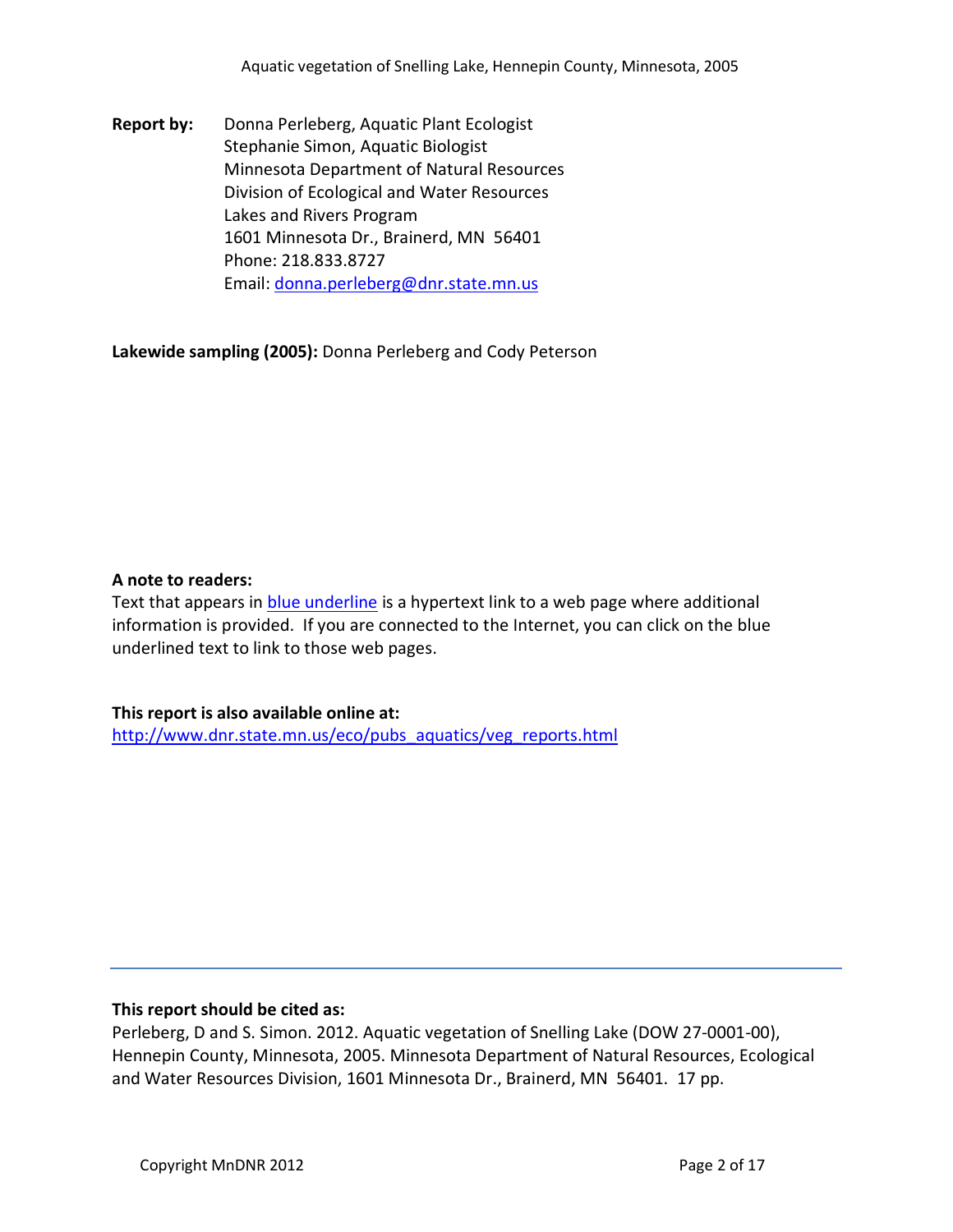**Report by:** Donna Perleberg, Aquatic Plant Ecologist
Stephanie Simon, Aquatic Biologist
Minnesota Department of Natural Resources
Division of Ecological and Water Resources
Lakes and Rivers Program
1601 Minnesota Dr., Brainerd, MN 56401
Phone: 218.833.8727
Email: donna.perleberg@dnr.state.mn.us

**Lakewide sampling (2005):** Donna Perleberg and Cody Peterson

**A note to readers:**
Text that appears in blue underline is a hypertext link to a web page where additional information is provided. If you are connected to the Internet, you can click on the blue underlined text to link to those web pages.

**This report is also available online at:**
http://www.dnr.state.mn.us/eco/pubs_aquatics/veg_reports.html

---

**This report should be cited as:**
Perleberg, D and S. Simon. 2012. Aquatic vegetation of Snelling Lake (DOW 27-0001-00), Hennepin County, Minnesota, 2005. Minnesota Department of Natural Resources, Ecological and Water Resources Division, 1601 Minnesota Dr., Brainerd, MN 56401. 17 pp.

Copyright MnDNR 2012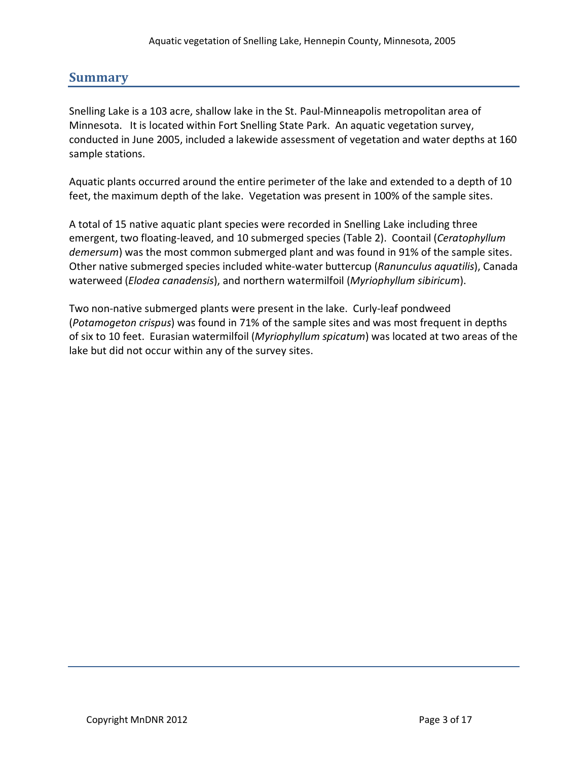## Summary

Snelling Lake is a 103 acre, shallow lake in the St. Paul-Minneapolis metropolitan area of Minnesota. It is located within Fort Snelling State Park. An aquatic vegetation survey, conducted in June 2005, included a lakewide assessment of vegetation and water depths at 160 sample stations.

Aquatic plants occurred around the entire perimeter of the lake and extended to a depth of 10 feet, the maximum depth of the lake. Vegetation was present in 100% of the sample sites.

A total of 15 native aquatic plant species were recorded in Snelling Lake including three emergent, two floating-leaved, and 10 submerged species (Table 2). Coontail (*Ceratophyllum demersum*) was the most common submerged plant and was found in 91% of the sample sites. Other native submerged species included white-water buttercup (*Ranunculus aquatilis*), Canada waterweed (*Elodea canadensis*), and northern watermilfoil (*Myriophyllum sibiricum*).

Two non-native submerged plants were present in the lake. Curly-leaf pondweed (*Potamogeton crispus*) was found in 71% of the sample sites and was most frequent in depths of six to 10 feet. Eurasian watermilfoil (*Myriophyllum spicatum*) was located at two areas of the lake but did not occur within any of the survey sites.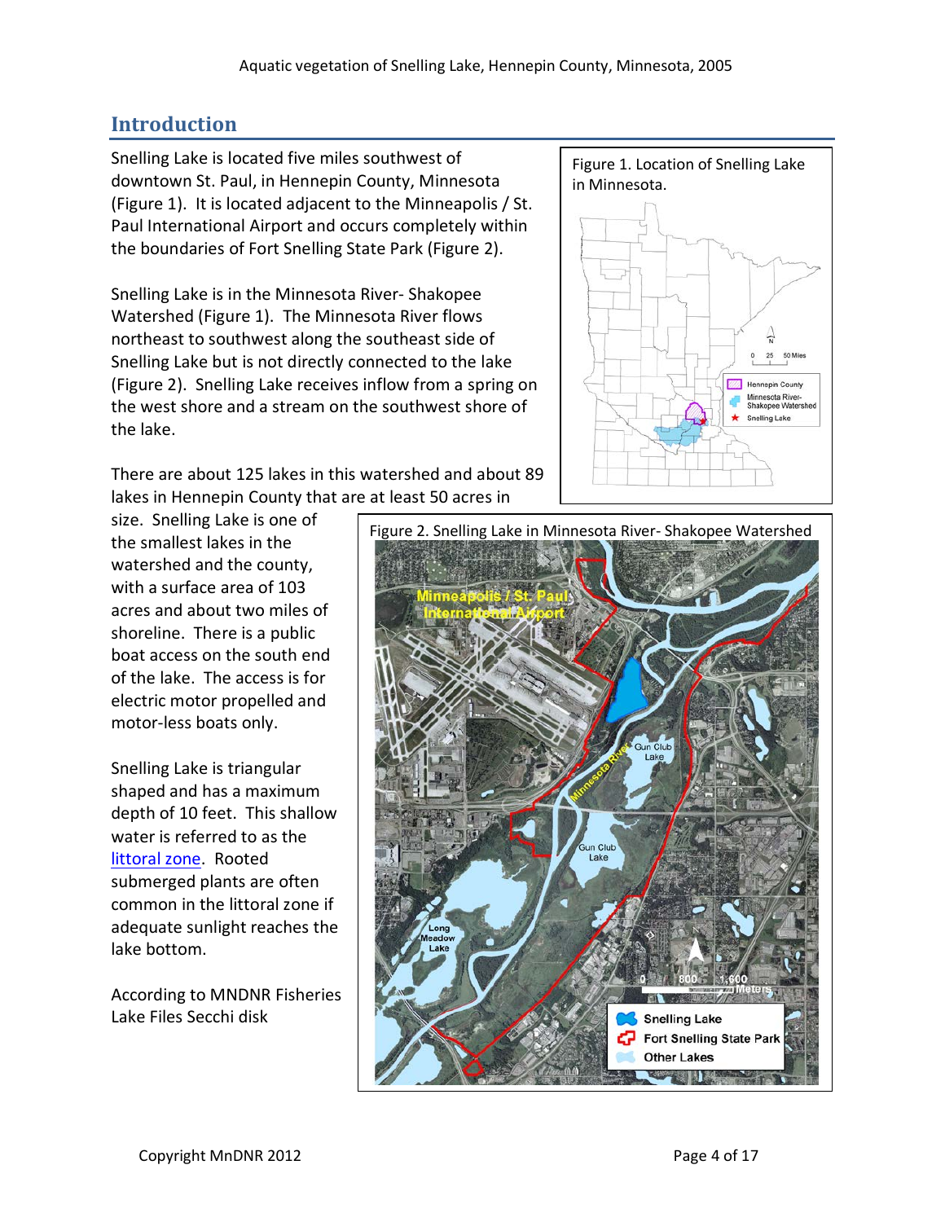## Introduction

Snelling Lake is located five miles southwest of downtown St. Paul, in Hennepin County, Minnesota (Figure 1). It is located adjacent to the Minneapolis / St. Paul International Airport and occurs completely within the boundaries of Fort Snelling State Park (Figure 2).

Snelling Lake is in the Minnesota River- Shakopee Watershed (Figure 1). The Minnesota River flows northeast to southwest along the southeast side of Snelling Lake but is not directly connected to the lake (Figure 2). Snelling Lake receives inflow from a spring on the west shore and a stream on the southwest shore of the lake.

Figure 1. Location of Snelling Lake in Minnesota.

There are about 125 lakes in this watershed and about 89 lakes in Hennepin County that are at least 50 acres in size. Snelling Lake is one of the smallest lakes in the watershed and the county, with a surface area of 103 acres and about two miles of shoreline. There is a public boat access on the south end of the lake. The access is for electric motor propelled and motor-less boats only.

Figure 2. Snelling Lake in Minnesota River- Shakopee Watershed

Snelling Lake is triangular shaped and has a maximum depth of 10 feet. This shallow water is referred to as the littoral zone. Rooted submerged plants are often common in the littoral zone if adequate sunlight reaches the lake bottom.

According to MNDNR Fisheries Lake Files Secchi disk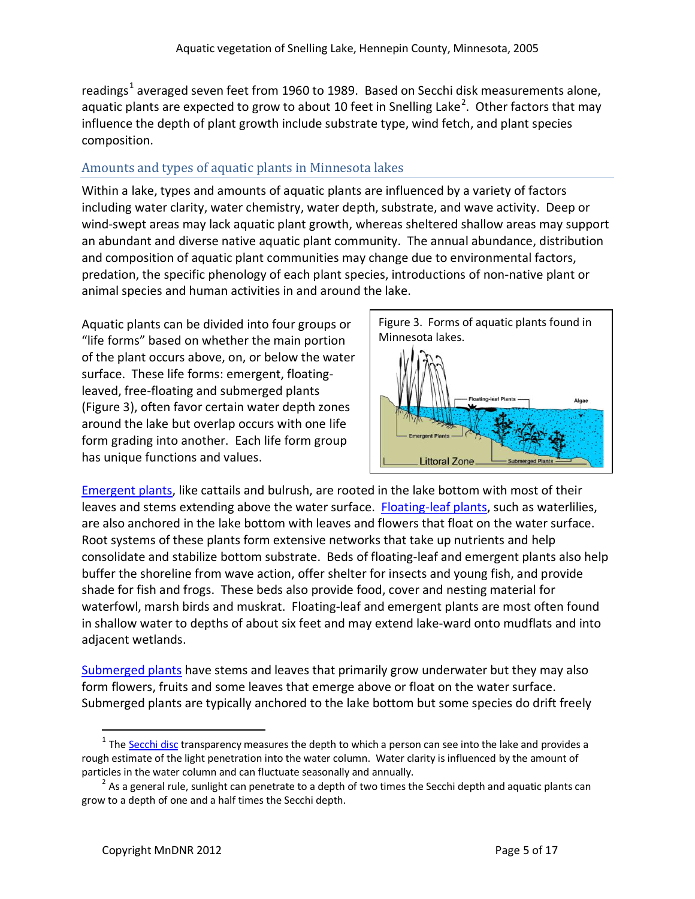readings[1] averaged seven feet from 1960 to 1989. Based on Secchi disk measurements alone, aquatic plants are expected to grow to about 10 feet in Snelling Lake[2]. Other factors that may influence the depth of plant growth include substrate type, wind fetch, and plant species composition.

## Amounts and types of aquatic plants in Minnesota lakes

Within a lake, types and amounts of aquatic plants are influenced by a variety of factors including water clarity, water chemistry, water depth, substrate, and wave activity. Deep or wind-swept areas may lack aquatic plant growth, whereas sheltered shallow areas may support an abundant and diverse native aquatic plant community. The annual abundance, distribution and composition of aquatic plant communities may change due to environmental factors, predation, the specific phenology of each plant species, introductions of non-native plant or animal species and human activities in and around the lake.

Aquatic plants can be divided into four groups or "life forms" based on whether the main portion of the plant occurs above, on, or below the water surface. These life forms: emergent, floating-leaved, free-floating and submerged plants (Figure 3), often favor certain water depth zones around the lake but overlap occurs with one life form grading into another. Each life form group has unique functions and values.

Figure 3. Forms of aquatic plants found in Minnesota lakes.

Emergent plants, like cattails and bulrush, are rooted in the lake bottom with most of their leaves and stems extending above the water surface. Floating-leaf plants, such as waterlilies, are also anchored in the lake bottom with leaves and flowers that float on the water surface. Root systems of these plants form extensive networks that take up nutrients and help consolidate and stabilize bottom substrate. Beds of floating-leaf and emergent plants also help buffer the shoreline from wave action, offer shelter for insects and young fish, and provide shade for fish and frogs. These beds also provide food, cover and nesting material for waterfowl, marsh birds and muskrat. Floating-leaf and emergent plants are most often found in shallow water to depths of about six feet and may extend lake-ward onto mudflats and into adjacent wetlands.

Submerged plants have stems and leaves that primarily grow underwater but they may also form flowers, fruits and some leaves that emerge above or float on the water surface. Submerged plants are typically anchored to the lake bottom but some species do drift freely

---

[1] The Secchi disc transparency measures the depth to which a person can see into the lake and provides a rough estimate of the light penetration into the water column. Water clarity is influenced by the amount of particles in the water column and can fluctuate seasonally and annually.

[2] As a general rule, sunlight can penetrate to a depth of two times the Secchi depth and aquatic plants can grow to a depth of one and a half times the Secchi depth.

Copyright MnDNR 2012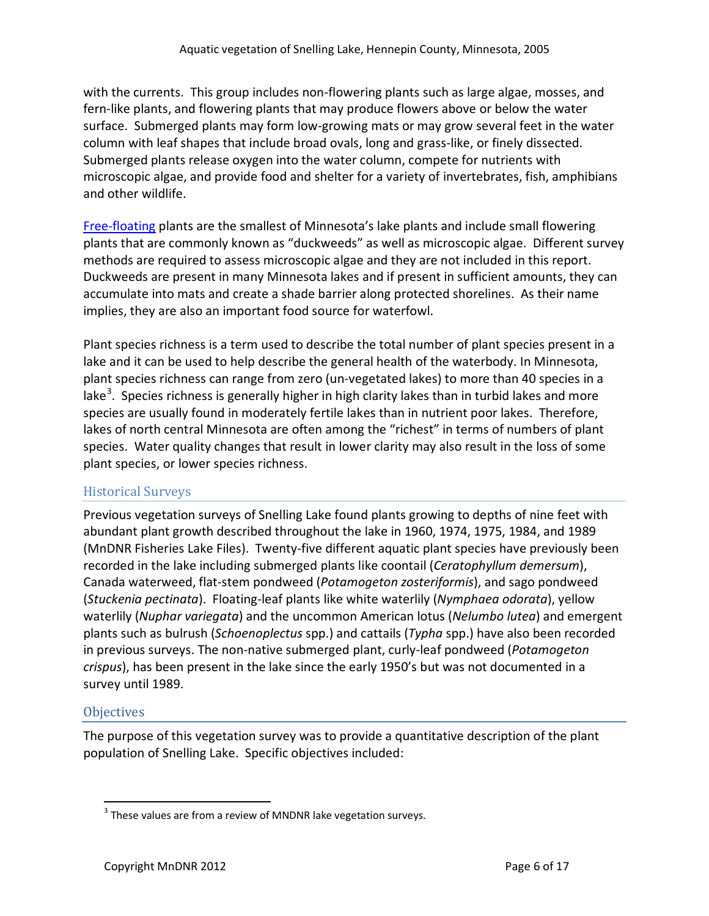with the currents. This group includes non-flowering plants such as large algae, mosses, and fern-like plants, and flowering plants that may produce flowers above or below the water surface. Submerged plants may form low-growing mats or may grow several feet in the water column with leaf shapes that include broad ovals, long and grass-like, or finely dissected. Submerged plants release oxygen into the water column, compete for nutrients with microscopic algae, and provide food and shelter for a variety of invertebrates, fish, amphibians and other wildlife.

Free-floating plants are the smallest of Minnesota's lake plants and include small flowering plants that are commonly known as "duckweeds" as well as microscopic algae. Different survey methods are required to assess microscopic algae and they are not included in this report. Duckweeds are present in many Minnesota lakes and if present in sufficient amounts, they can accumulate into mats and create a shade barrier along protected shorelines. As their name implies, they are also an important food source for waterfowl.

Plant species richness is a term used to describe the total number of plant species present in a lake and it can be used to help describe the general health of the waterbody. In Minnesota, plant species richness can range from zero (un-vegetated lakes) to more than 40 species in a lake[3]. Species richness is generally higher in high clarity lakes than in turbid lakes and more species are usually found in moderately fertile lakes than in nutrient poor lakes. Therefore, lakes of north central Minnesota are often among the "richest" in terms of numbers of plant species. Water quality changes that result in lower clarity may also result in the loss of some plant species, or lower species richness.

## Historical Surveys

Previous vegetation surveys of Snelling Lake found plants growing to depths of nine feet with abundant plant growth described throughout the lake in 1960, 1974, 1975, 1984, and 1989 (MnDNR Fisheries Lake Files). Twenty-five different aquatic plant species have previously been recorded in the lake including submerged plants like coontail (*Ceratophyllum demersum*), Canada waterweed, flat-stem pondweed (*Potamogeton zosteriformis*), and sago pondweed (*Stuckenia pectinata*). Floating-leaf plants like white waterlily (*Nymphaea odorata*), yellow waterlily (*Nuphar variegata*) and the uncommon American lotus (*Nelumbo lutea*) and emergent plants such as bulrush (*Schoenoplectus* spp.) and cattails (*Typha* spp.) have also been recorded in previous surveys. The non-native submerged plant, curly-leaf pondweed (*Potamogeton crispus*), has been present in the lake since the early 1950's but was not documented in a survey until 1989.

## Objectives

The purpose of this vegetation survey was to provide a quantitative description of the plant population of Snelling Lake. Specific objectives included:

---

[3] These values are from a review of MNDNR lake vegetation surveys.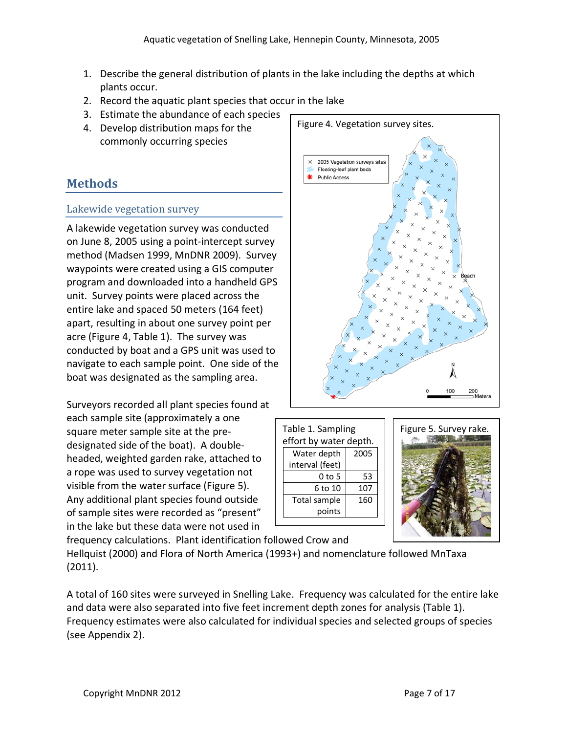1. Describe the general distribution of plants in the lake including the depths at which plants occur.
2. Record the aquatic plant species that occur in the lake
3. Estimate the abundance of each species
4. Develop distribution maps for the commonly occurring species

## Methods

### Lakewide vegetation survey

A lakewide vegetation survey was conducted on June 8, 2005 using a point-intercept survey method (Madsen 1999, MnDNR 2009). Survey waypoints were created using a GIS computer program and downloaded into a handheld GPS unit. Survey points were placed across the entire lake and spaced 50 meters (164 feet) apart, resulting in about one survey point per acre (Figure 4, Table 1). The survey was conducted by boat and a GPS unit was used to navigate to each sample point. One side of the boat was designated as the sampling area.

Figure 4. Vegetation survey sites.

Surveyors recorded all plant species found at each sample site (approximately a one square meter sample site at the pre-designated side of the boat). A double-headed, weighted garden rake, attached to a rope was used to survey vegetation not visible from the water surface (Figure 5). Any additional plant species found outside of sample sites were recorded as "present" in the lake but these data were not used in frequency calculations. Plant identification followed Crow and Hellquist (2000) and Flora of North America (1993+) and nomenclature followed MnTaxa (2011).

Table 1. Sampling effort by water depth.

| Water depth interval (feet) | 2005 |
|---|---|
| 0 to 5 | 53 |
| 6 to 10 | 107 |
| Total sample points | 160 |

Figure 5. Survey rake.

A total of 160 sites were surveyed in Snelling Lake. Frequency was calculated for the entire lake and data were also separated into five feet increment depth zones for analysis (Table 1). Frequency estimates were also calculated for individual species and selected groups of species (see Appendix 2).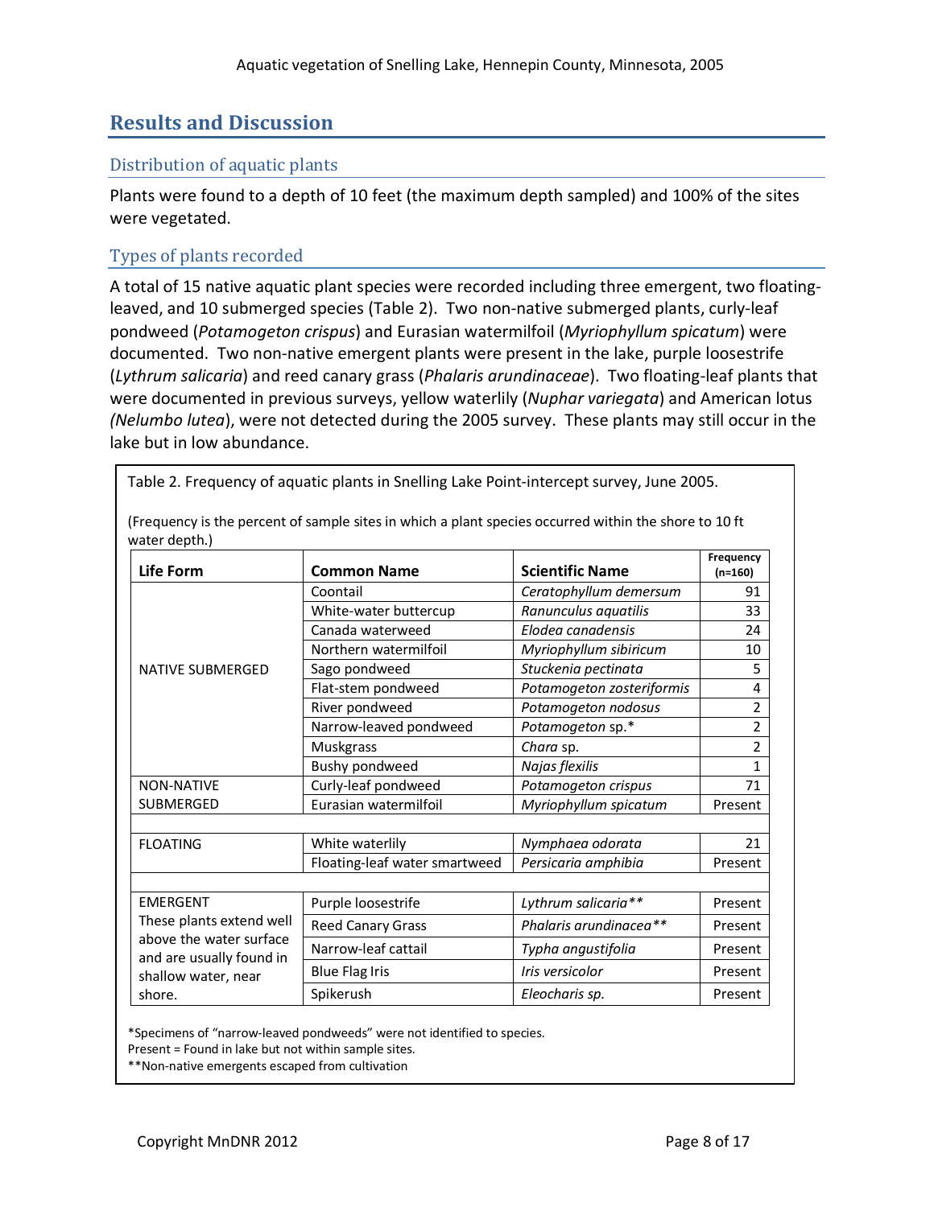## Results and Discussion

### Distribution of aquatic plants

Plants were found to a depth of 10 feet (the maximum depth sampled) and 100% of the sites were vegetated.

### Types of plants recorded

A total of 15 native aquatic plant species were recorded including three emergent, two floating-leaved, and 10 submerged species (Table 2). Two non-native submerged plants, curly-leaf pondweed (*Potamogeton crispus*) and Eurasian watermilfoil (*Myriophyllum spicatum*) were documented. Two non-native emergent plants were present in the lake, purple loosestrife (*Lythrum salicaria*) and reed canary grass (*Phalaris arundinaceae*). Two floating-leaf plants that were documented in previous surveys, yellow waterlily (*Nuphar variegata*) and American lotus (*Nelumbo lutea*), were not detected during the 2005 survey. These plants may still occur in the lake but in low abundance.

Table 2. Frequency of aquatic plants in Snelling Lake Point-intercept survey, June 2005.

(Frequency is the percent of sample sites in which a plant species occurred within the shore to 10 ft water depth.)

| Life Form | Common Name | Scientific Name | Frequency (n=160) |
|---|---|---|---|
| NATIVE SUBMERGED | Coontail | *Ceratophyllum demersum* | 91 |
| | White-water buttercup | *Ranunculus aquatilis* | 33 |
| | Canada waterweed | *Elodea canadensis* | 24 |
| | Northern watermilfoil | *Myriophyllum sibiricum* | 10 |
| | Sago pondweed | *Stuckenia pectinata* | 5 |
| | Flat-stem pondweed | *Potamogeton zosteriformis* | 4 |
| | River pondweed | *Potamogeton nodosus* | 2 |
| | Narrow-leaved pondweed | *Potamogeton* sp.* | 2 |
| | Muskgrass | *Chara* sp. | 2 |
| | Bushy pondweed | *Najas flexilis* | 1 |
| NON-NATIVE SUBMERGED | Curly-leaf pondweed | *Potamogeton crispus* | 71 |
| | Eurasian watermilfoil | *Myriophyllum spicatum* | Present |
| | | | |
| FLOATING | White waterlily | *Nymphaea odorata* | 21 |
| | Floating-leaf water smartweed | *Persicaria amphibia* | Present |
| | | | |
| EMERGENT These plants extend well above the water surface and are usually found in shallow water, near shore. | Purple loosestrife | *Lythrum salicaria*** | Present |
| | Reed Canary Grass | *Phalaris arundinacea*** | Present |
| | Narrow-leaf cattail | *Typha angustifolia* | Present |
| | Blue Flag Iris | *Iris versicolor* | Present |
| | Spikerush | *Eleocharis sp.* | Present |

*Specimens of "narrow-leaved pondweeds" were not identified to species.
Present = Found in lake but not within sample sites.
**Non-native emergents escaped from cultivation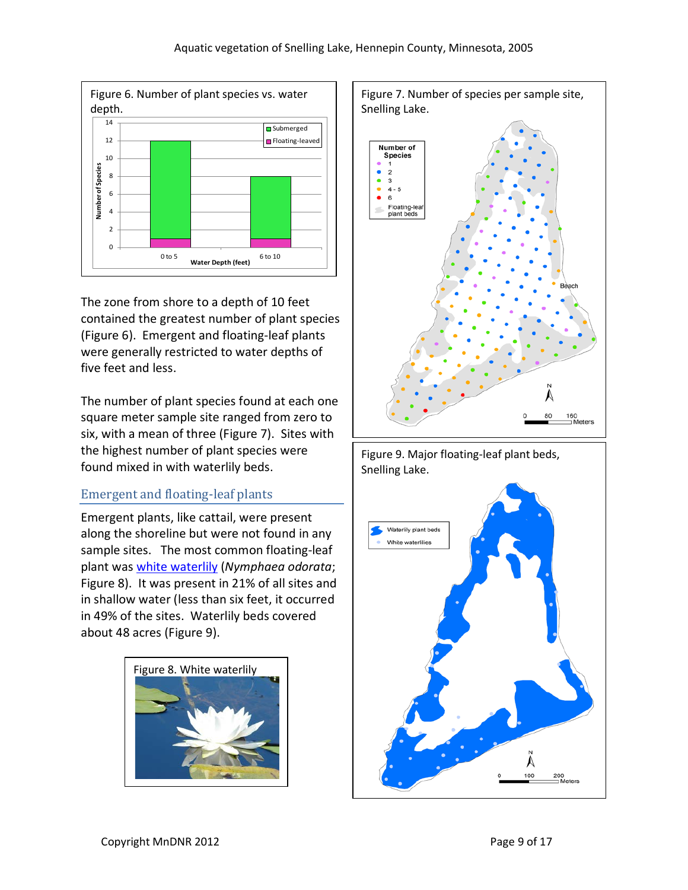Figure 6. Number of plant species vs. water depth.

The zone from shore to a depth of 10 feet contained the greatest number of plant species (Figure 6). Emergent and floating-leaf plants were generally restricted to water depths of five feet and less.

The number of plant species found at each one square meter sample site ranged from zero to six, with a mean of three (Figure 7). Sites with the highest number of plant species were found mixed in with waterlily beds.

## Emergent and floating-leaf plants

Emergent plants, like cattail, were present along the shoreline but were not found in any sample sites. The most common floating-leaf plant was white waterlily (*Nymphaea odorata*; Figure 8). It was present in 21% of all sites and in shallow water (less than six feet, it occurred in 49% of the sites. Waterlily beds covered about 48 acres (Figure 9).

Figure 8. White waterlily

Figure 7. Number of species per sample site, Snelling Lake.

Figure 9. Major floating-leaf plant beds, Snelling Lake.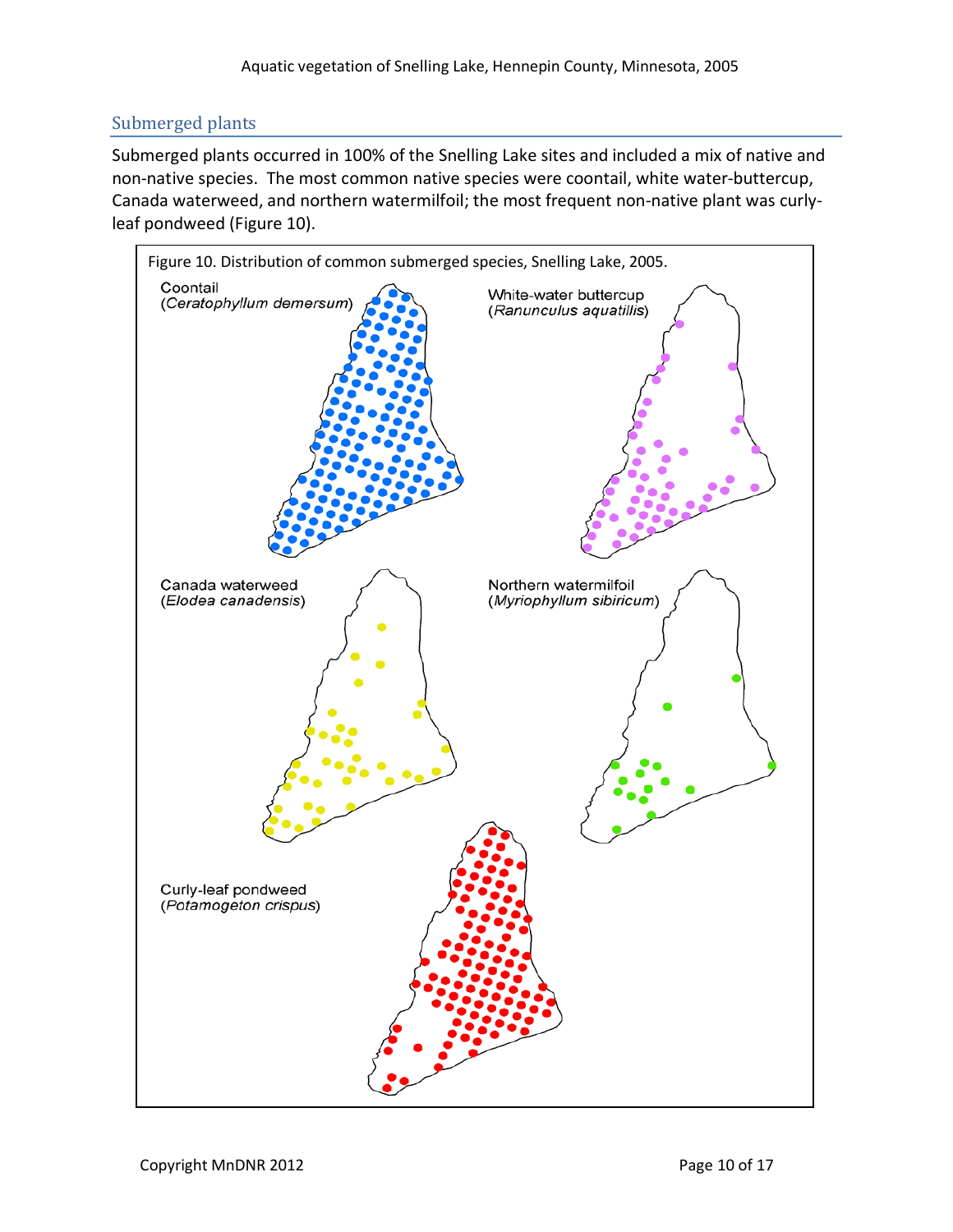## Submerged plants

Submerged plants occurred in 100% of the Snelling Lake sites and included a mix of native and non-native species. The most common native species were coontail, white water-buttercup, Canada waterweed, and northern watermilfoil; the most frequent non-native plant was curly-leaf pondweed (Figure 10).

Figure 10. Distribution of common submerged species, Snelling Lake, 2005.

Coontail (*Ceratophyllum demersum*)

White-water buttercup (*Ranunculus aquatilis*)

Canada waterweed (*Elodea canadensis*)

Northern watermilfoil (*Myriophyllum sibiricum*)

Curly-leaf pondweed (*Potamogeton crispus*)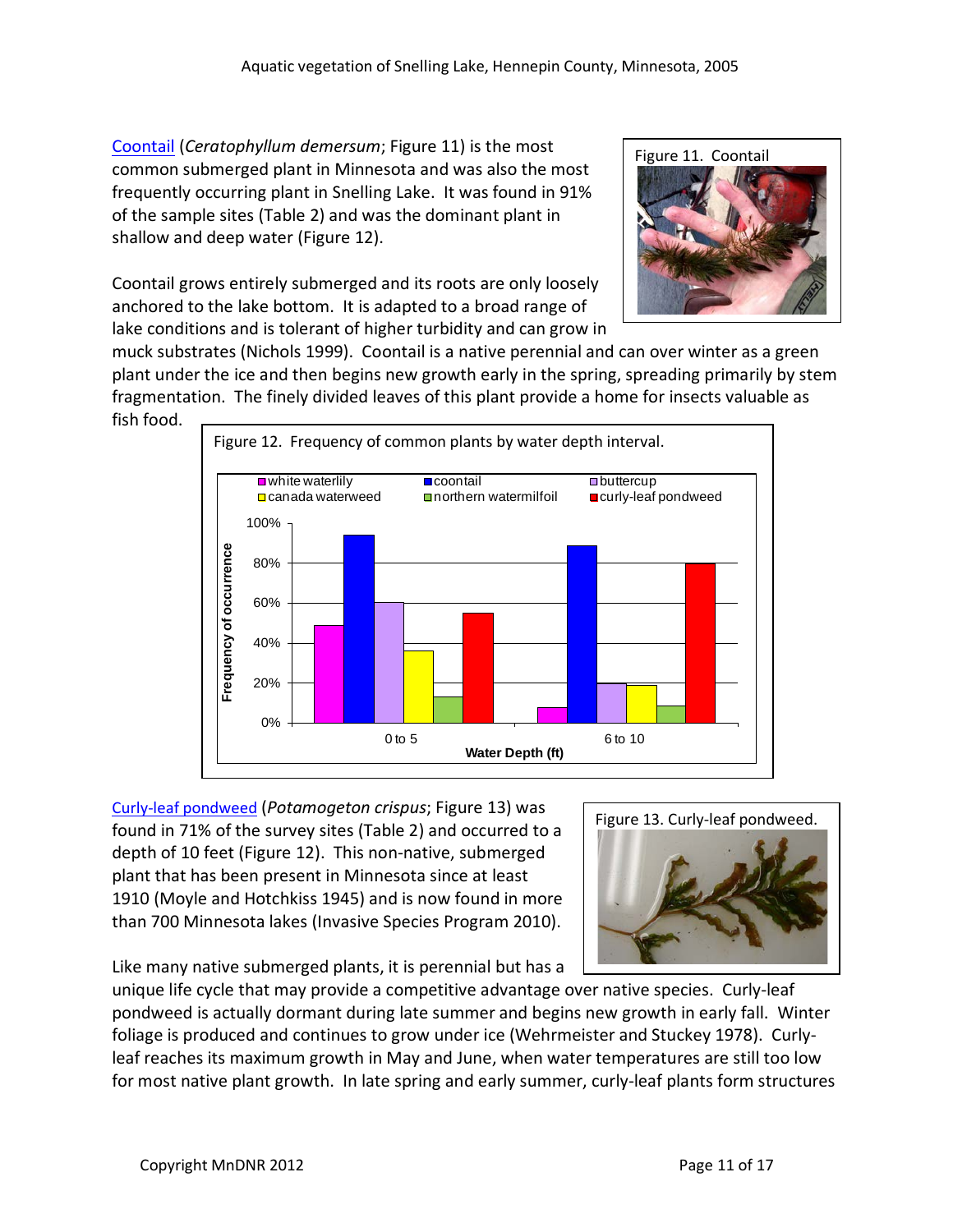Coontail (*Ceratophyllum demersum*; Figure 11) is the most common submerged plant in Minnesota and was also the most frequently occurring plant in Snelling Lake. It was found in 91% of the sample sites (Table 2) and was the dominant plant in shallow and deep water (Figure 12).

Figure 11. Coontail

Coontail grows entirely submerged and its roots are only loosely anchored to the lake bottom. It is adapted to a broad range of lake conditions and is tolerant of higher turbidity and can grow in muck substrates (Nichols 1999). Coontail is a native perennial and can over winter as a green plant under the ice and then begins new growth early in the spring, spreading primarily by stem fragmentation. The finely divided leaves of this plant provide a home for insects valuable as fish food.

Figure 12. Frequency of common plants by water depth interval.

Curly-leaf pondweed (*Potamogeton crispus*; Figure 13) was found in 71% of the survey sites (Table 2) and occurred to a depth of 10 feet (Figure 12). This non-native, submerged plant that has been present in Minnesota since at least 1910 (Moyle and Hotchkiss 1945) and is now found in more than 700 Minnesota lakes (Invasive Species Program 2010).

Figure 13. Curly-leaf pondweed.

Like many native submerged plants, it is perennial but has a unique life cycle that may provide a competitive advantage over native species. Curly-leaf pondweed is actually dormant during late summer and begins new growth in early fall. Winter foliage is produced and continues to grow under ice (Wehrmeister and Stuckey 1978). Curly-leaf reaches its maximum growth in May and June, when water temperatures are still too low for most native plant growth. In late spring and early summer, curly-leaf plants form structures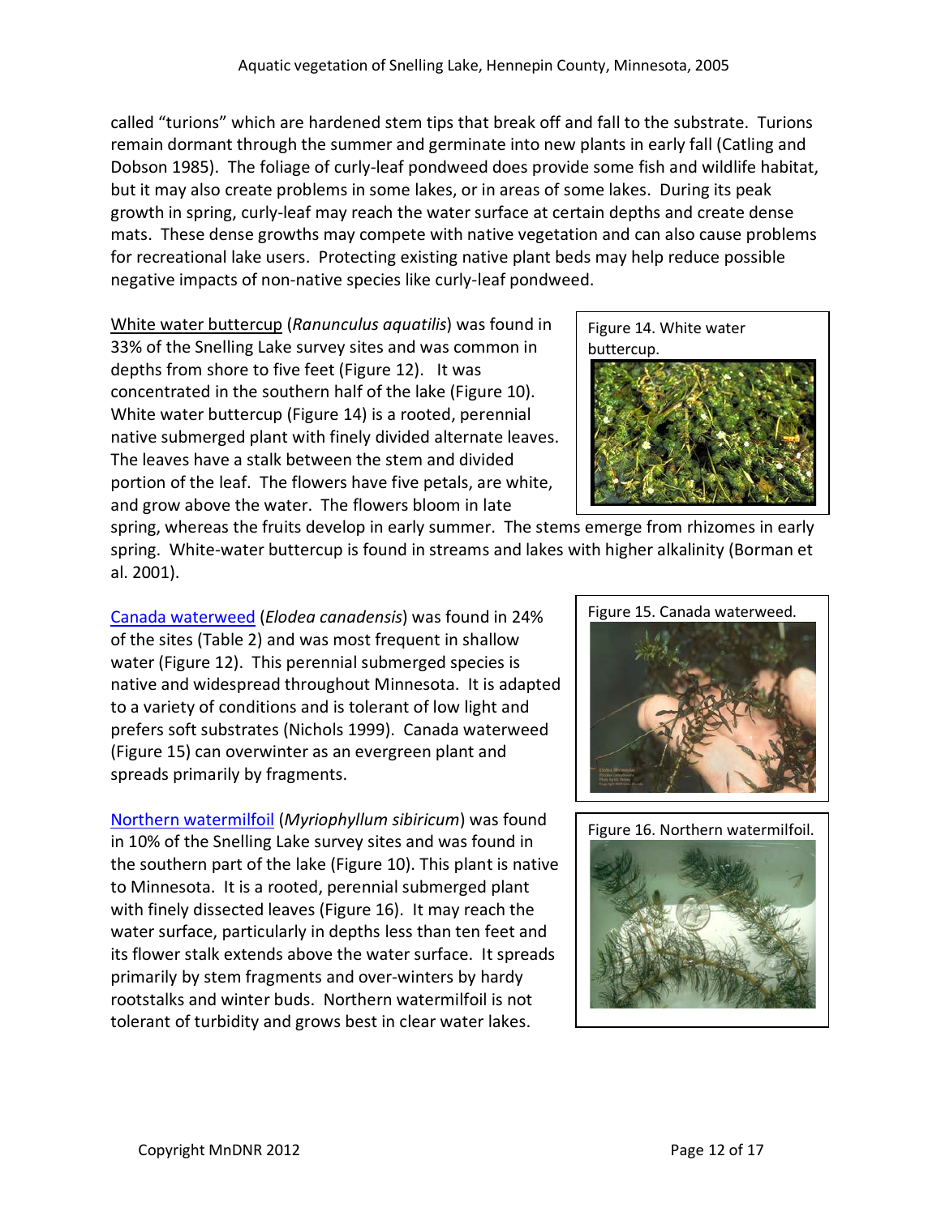called "turions" which are hardened stem tips that break off and fall to the substrate. Turions remain dormant through the summer and germinate into new plants in early fall (Catling and Dobson 1985). The foliage of curly-leaf pondweed does provide some fish and wildlife habitat, but it may also create problems in some lakes, or in areas of some lakes. During its peak growth in spring, curly-leaf may reach the water surface at certain depths and create dense mats. These dense growths may compete with native vegetation and can also cause problems for recreational lake users. Protecting existing native plant beds may help reduce possible negative impacts of non-native species like curly-leaf pondweed.

White water buttercup (*Ranunculus aquatilis*) was found in 33% of the Snelling Lake survey sites and was common in depths from shore to five feet (Figure 12). It was concentrated in the southern half of the lake (Figure 10). White water buttercup (Figure 14) is a rooted, perennial native submerged plant with finely divided alternate leaves. The leaves have a stalk between the stem and divided portion of the leaf. The flowers have five petals, are white, and grow above the water. The flowers bloom in late spring, whereas the fruits develop in early summer. The stems emerge from rhizomes in early spring. White-water buttercup is found in streams and lakes with higher alkalinity (Borman et al. 2001).

Figure 14. White water buttercup.

Canada waterweed (*Elodea canadensis*) was found in 24% of the sites (Table 2) and was most frequent in shallow water (Figure 12). This perennial submerged species is native and widespread throughout Minnesota. It is adapted to a variety of conditions and is tolerant of low light and prefers soft substrates (Nichols 1999). Canada waterweed (Figure 15) can overwinter as an evergreen plant and spreads primarily by fragments.

Figure 15. Canada waterweed.

Northern watermilfoil (*Myriophyllum sibiricum*) was found in 10% of the Snelling Lake survey sites and was found in the southern part of the lake (Figure 10). This plant is native to Minnesota. It is a rooted, perennial submerged plant with finely dissected leaves (Figure 16). It may reach the water surface, particularly in depths less than ten feet and its flower stalk extends above the water surface. It spreads primarily by stem fragments and over-winters by hardy rootstalks and winter buds. Northern watermilfoil is not tolerant of turbidity and grows best in clear water lakes.

Figure 16. Northern watermilfoil.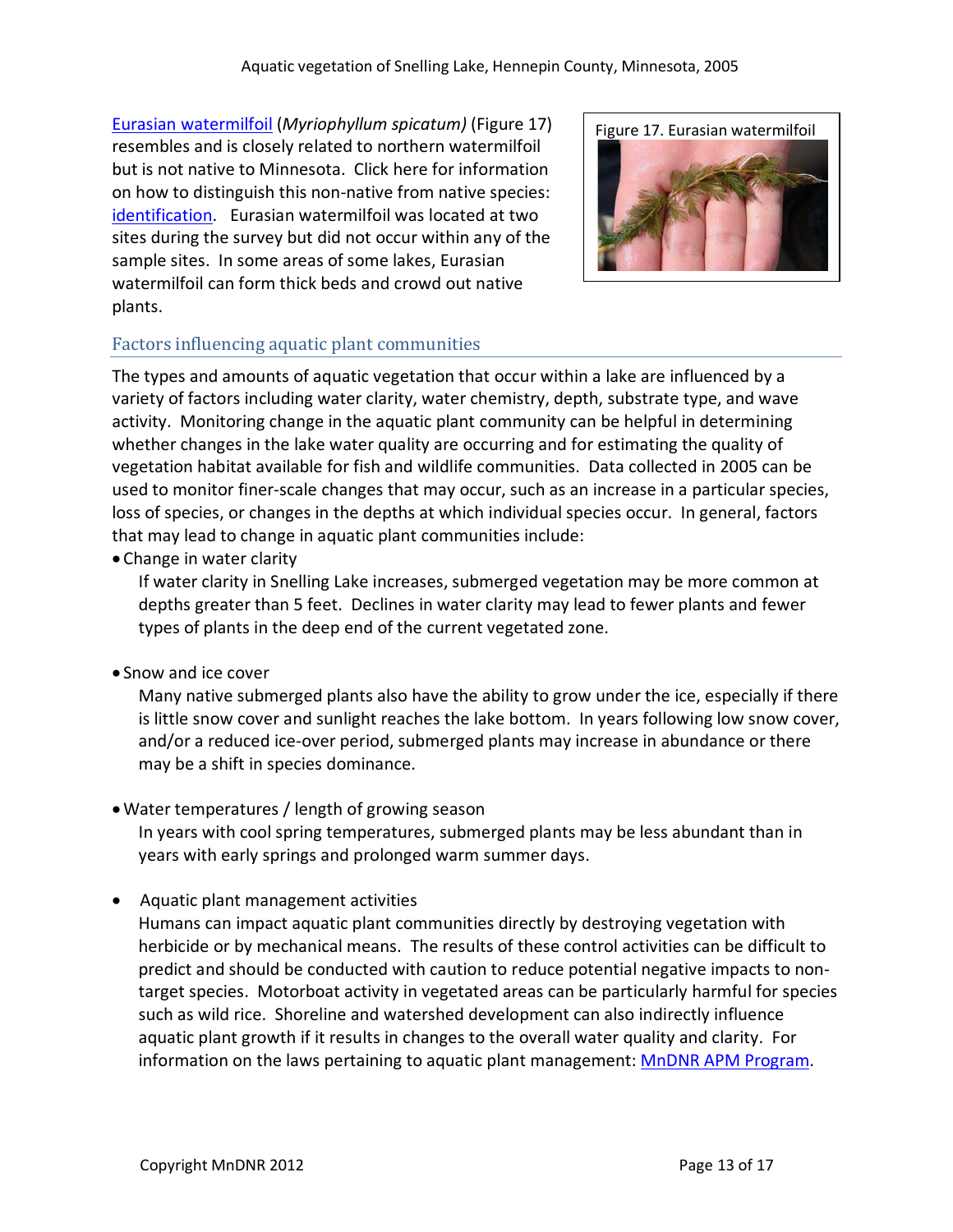Eurasian watermilfoil (*Myriophyllum spicatum)* (Figure 17) resembles and is closely related to northern watermilfoil but is not native to Minnesota. Click here for information on how to distinguish this non-native from native species: identification. Eurasian watermilfoil was located at two sites during the survey but did not occur within any of the sample sites. In some areas of some lakes, Eurasian watermilfoil can form thick beds and crowd out native plants.

Figure 17. Eurasian watermilfoil

## Factors influencing aquatic plant communities

The types and amounts of aquatic vegetation that occur within a lake are influenced by a variety of factors including water clarity, water chemistry, depth, substrate type, and wave activity. Monitoring change in the aquatic plant community can be helpful in determining whether changes in the lake water quality are occurring and for estimating the quality of vegetation habitat available for fish and wildlife communities. Data collected in 2005 can be used to monitor finer-scale changes that may occur, such as an increase in a particular species, loss of species, or changes in the depths at which individual species occur. In general, factors that may lead to change in aquatic plant communities include:

- Change in water clarity

  If water clarity in Snelling Lake increases, submerged vegetation may be more common at depths greater than 5 feet. Declines in water clarity may lead to fewer plants and fewer types of plants in the deep end of the current vegetated zone.

- Snow and ice cover

  Many native submerged plants also have the ability to grow under the ice, especially if there is little snow cover and sunlight reaches the lake bottom. In years following low snow cover, and/or a reduced ice-over period, submerged plants may increase in abundance or there may be a shift in species dominance.

- Water temperatures / length of growing season

  In years with cool spring temperatures, submerged plants may be less abundant than in years with early springs and prolonged warm summer days.

- Aquatic plant management activities

  Humans can impact aquatic plant communities directly by destroying vegetation with herbicide or by mechanical means. The results of these control activities can be difficult to predict and should be conducted with caution to reduce potential negative impacts to non-target species. Motorboat activity in vegetated areas can be particularly harmful for species such as wild rice. Shoreline and watershed development can also indirectly influence aquatic plant growth if it results in changes to the overall water quality and clarity. For information on the laws pertaining to aquatic plant management: MnDNR APM Program.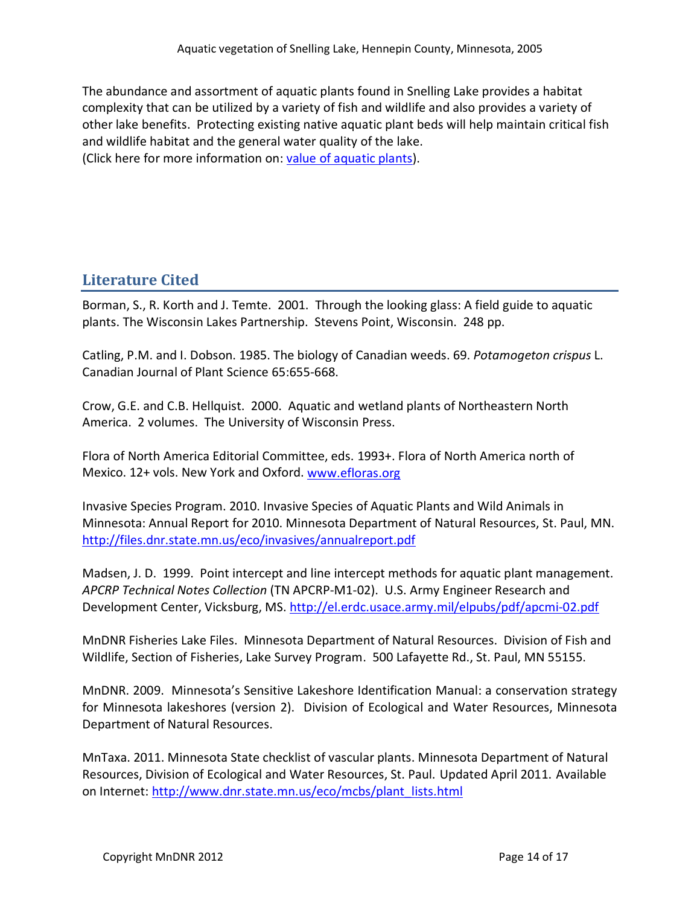The abundance and assortment of aquatic plants found in Snelling Lake provides a habitat complexity that can be utilized by a variety of fish and wildlife and also provides a variety of other lake benefits. Protecting existing native aquatic plant beds will help maintain critical fish and wildlife habitat and the general water quality of the lake.
(Click here for more information on: value of aquatic plants).

## Literature Cited

Borman, S., R. Korth and J. Temte. 2001. Through the looking glass: A field guide to aquatic plants. The Wisconsin Lakes Partnership. Stevens Point, Wisconsin. 248 pp.

Catling, P.M. and I. Dobson. 1985. The biology of Canadian weeds. 69. *Potamogeton crispus* L. Canadian Journal of Plant Science 65:655-668.

Crow, G.E. and C.B. Hellquist. 2000. Aquatic and wetland plants of Northeastern North America. 2 volumes. The University of Wisconsin Press.

Flora of North America Editorial Committee, eds. 1993+. Flora of North America north of Mexico. 12+ vols. New York and Oxford. www.efloras.org

Invasive Species Program. 2010. Invasive Species of Aquatic Plants and Wild Animals in Minnesota: Annual Report for 2010. Minnesota Department of Natural Resources, St. Paul, MN. http://files.dnr.state.mn.us/eco/invasives/annualreport.pdf

Madsen, J. D. 1999. Point intercept and line intercept methods for aquatic plant management. *APCRP Technical Notes Collection* (TN APCRP-M1-02). U.S. Army Engineer Research and Development Center, Vicksburg, MS. http://el.erdc.usace.army.mil/elpubs/pdf/apcmi-02.pdf

MnDNR Fisheries Lake Files. Minnesota Department of Natural Resources. Division of Fish and Wildlife, Section of Fisheries, Lake Survey Program. 500 Lafayette Rd., St. Paul, MN 55155.

MnDNR. 2009. Minnesota's Sensitive Lakeshore Identification Manual: a conservation strategy for Minnesota lakeshores (version 2). Division of Ecological and Water Resources, Minnesota Department of Natural Resources.

MnTaxa. 2011. Minnesota State checklist of vascular plants. Minnesota Department of Natural Resources, Division of Ecological and Water Resources, St. Paul. Updated April 2011. Available on Internet: http://www.dnr.state.mn.us/eco/mcbs/plant_lists.html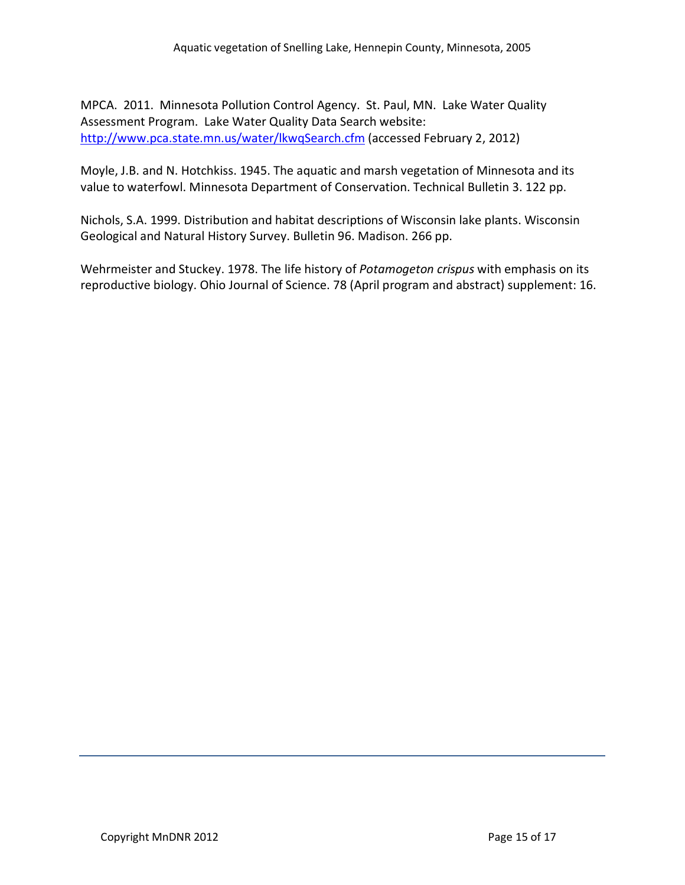MPCA. 2011. Minnesota Pollution Control Agency. St. Paul, MN. Lake Water Quality Assessment Program. Lake Water Quality Data Search website: [http://www.pca.state.mn.us/water/lkwqSearch.cfm](http://www.pca.state.mn.us/water/lkwqSearch.cfm) (accessed February 2, 2012)

Moyle, J.B. and N. Hotchkiss. 1945. The aquatic and marsh vegetation of Minnesota and its value to waterfowl. Minnesota Department of Conservation. Technical Bulletin 3. 122 pp.

Nichols, S.A. 1999. Distribution and habitat descriptions of Wisconsin lake plants. Wisconsin Geological and Natural History Survey. Bulletin 96. Madison. 266 pp.

Wehrmeister and Stuckey. 1978. The life history of *Potamogeton crispus* with emphasis on its reproductive biology. Ohio Journal of Science. 78 (April program and abstract) supplement: 16.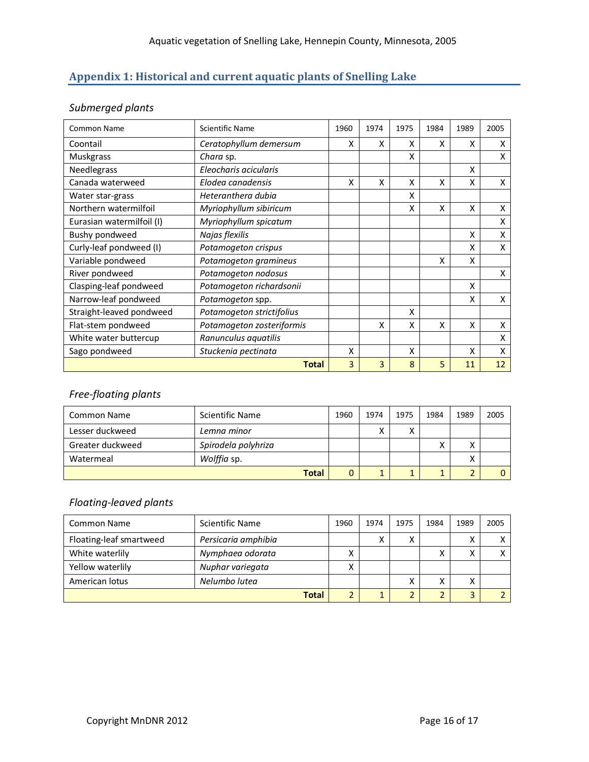## Appendix 1: Historical and current aquatic plants of Snelling Lake

### *Submerged plants*

| Common Name | Scientific Name | 1960 | 1974 | 1975 | 1984 | 1989 | 2005 |
|---|---|---|---|---|---|---|---|
| Coontail | *Ceratophyllum demersum* | X | X | X | X | X | X |
| Muskgrass | *Chara* sp. | | | X | | | X |
| Needlegrass | *Eleocharis acicularis* | | | | | X | |
| Canada waterweed | *Elodea canadensis* | X | X | X | X | X | X |
| Water star-grass | *Heteranthera dubia* | | | X | | | |
| Northern watermilfoil | *Myriophyllum sibiricum* | | | X | X | X | X |
| Eurasian watermilfoil (I) | *Myriophyllum spicatum* | | | | | | X |
| Bushy pondweed | *Najas flexilis* | | | | | X | X |
| Curly-leaf pondweed (I) | *Potamogeton crispus* | | | | | X | X |
| Variable pondweed | *Potamogeton gramineus* | | | | X | X | |
| River pondweed | *Potamogeton nodosus* | | | | | | X |
| Clasping-leaf pondweed | *Potamogeton richardsonii* | | | | | X | |
| Narrow-leaf pondweed | *Potamogeton* spp. | | | | | X | X |
| Straight-leaved pondweed | *Potamogeton strictifolius* | | | X | | | |
| Flat-stem pondweed | *Potamogeton zosteriformis* | | X | X | X | X | X |
| White water buttercup | *Ranunculus aquatilis* | | | | | | X |
| Sago pondweed | *Stuckenia pectinata* | X | | X | | X | X |
| | **Total** | 3 | 3 | 8 | 5 | 11 | 12 |

### *Free-floating plants*

| Common Name | Scientific Name | 1960 | 1974 | 1975 | 1984 | 1989 | 2005 |
|---|---|---|---|---|---|---|---|
| Lesser duckweed | *Lemna minor* | | X | X | | | |
| Greater duckweed | *Spirodela polyhriza* | | | | X | X | |
| Watermeal | *Wolffia* sp. | | | | | X | |
| | **Total** | 0 | 1 | 1 | 1 | 2 | 0 |

### *Floating-leaved plants*

| Common Name | Scientific Name | 1960 | 1974 | 1975 | 1984 | 1989 | 2005 |
|---|---|---|---|---|---|---|---|
| Floating-leaf smartweed | *Persicaria amphibia* | | X | X | | X | X |
| White waterlily | *Nymphaea odorata* | X | | | X | X | X |
| Yellow waterlily | *Nuphar variegata* | X | | | | | |
| American lotus | *Nelumbo lutea* | | | X | X | X | |
| | **Total** | 2 | 1 | 2 | 2 | 3 | 2 |

Copyright MnDNR 2012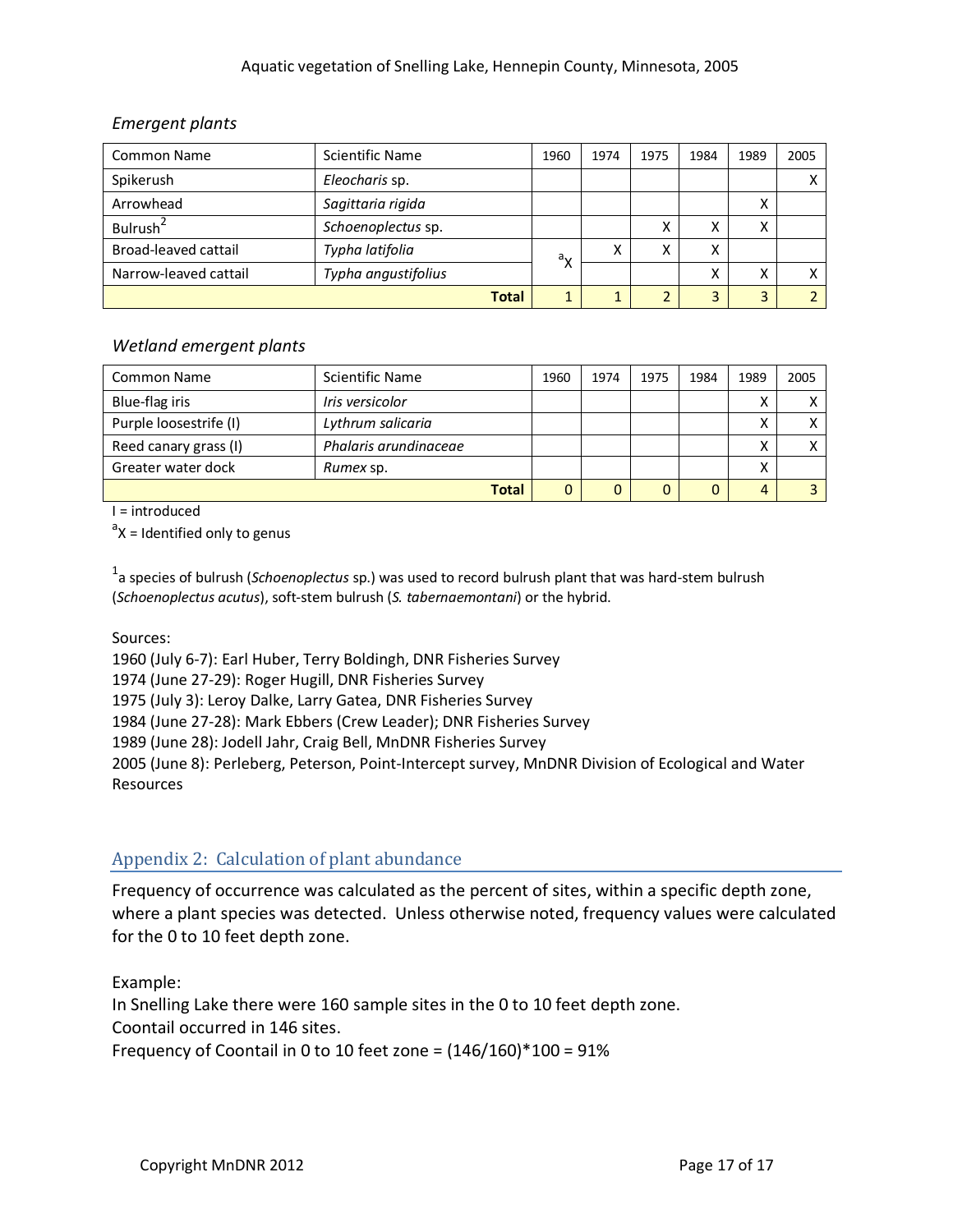### Emergent plants

| Common Name | Scientific Name | 1960 | 1974 | 1975 | 1984 | 1989 | 2005 |
|---|---|---|---|---|---|---|---|
| Spikerush | *Eleocharis* sp. | | | | | | X |
| Arrowhead | *Sagittaria rigida* | | | | | X | |
| Bulrush[2] | *Schoenoplectus* sp. | | | X | X | X | |
| Broad-leaved cattail | *Typha latifolia* | [a]X | X | X | X | | |
| Narrow-leaved cattail | *Typha angustifolius* | | | | X | X | X |
| | **Total** | 1 | 1 | 2 | 3 | 3 | 2 |

### Wetland emergent plants

| Common Name | Scientific Name | 1960 | 1974 | 1975 | 1984 | 1989 | 2005 |
|---|---|---|---|---|---|---|---|
| Blue-flag iris | *Iris versicolor* | | | | | X | X |
| Purple loosestrife (I) | *Lythrum salicaria* | | | | | X | X |
| Reed canary grass (I) | *Phalaris arundinaceae* | | | | | X | X |
| Greater water dock | *Rumex* sp. | | | | | X | |
| | **Total** | 0 | 0 | 0 | 0 | 4 | 3 |

I = introduced

[a]X = Identified only to genus

[1]a species of bulrush (*Schoenoplectus* sp.) was used to record bulrush plant that was hard-stem bulrush (*Schoenoplectus acutus*), soft-stem bulrush (*S. tabernaemontani*) or the hybrid.

Sources:
1960 (July 6-7): Earl Huber, Terry Boldingh, DNR Fisheries Survey
1974 (June 27-29): Roger Hugill, DNR Fisheries Survey
1975 (July 3): Leroy Dalke, Larry Gatea, DNR Fisheries Survey
1984 (June 27-28): Mark Ebbers (Crew Leader); DNR Fisheries Survey
1989 (June 28): Jodell Jahr, Craig Bell, MnDNR Fisheries Survey
2005 (June 8): Perleberg, Peterson, Point-Intercept survey, MnDNR Division of Ecological and Water Resources

## Appendix 2: Calculation of plant abundance

Frequency of occurrence was calculated as the percent of sites, within a specific depth zone, where a plant species was detected. Unless otherwise noted, frequency values were calculated for the 0 to 10 feet depth zone.

Example:
In Snelling Lake there were 160 sample sites in the 0 to 10 feet depth zone.
Coontail occurred in 146 sites.
Frequency of Coontail in 0 to 10 feet zone = (146/160)*100 = 91%